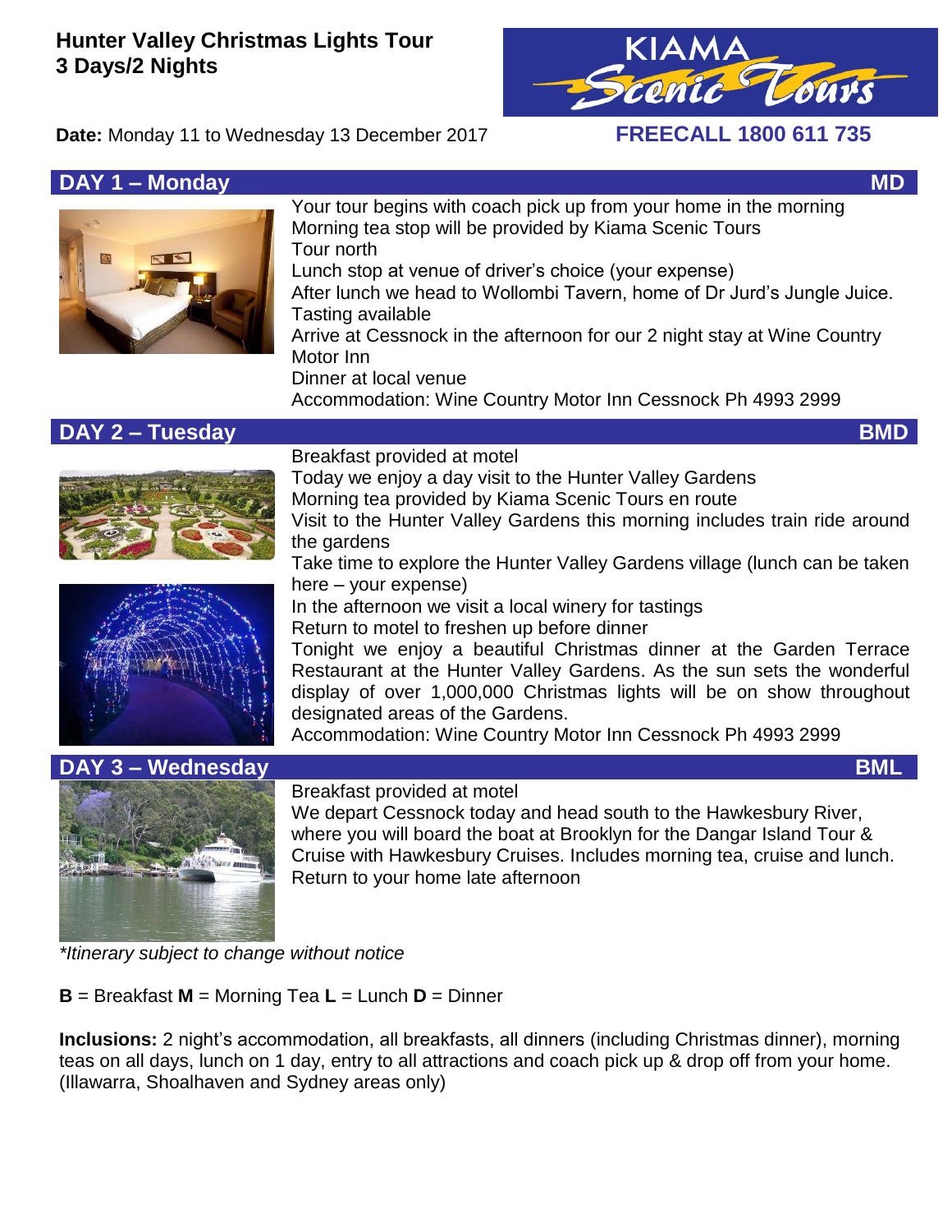# Hunter Valley Christmas Lights Tour
## 3 Days/2 Nights

KIAMA Scenic Tours

**Date:** Monday 11 to Wednesday 13 December 2017

**FREECALL 1800 611 735**

## DAY 1 – Monday — MD

Your tour begins with coach pick up from your home in the morning
Morning tea stop will be provided by Kiama Scenic Tours
Tour north
Lunch stop at venue of driver's choice (your expense)
After lunch we head to Wollombi Tavern, home of Dr Jurd's Jungle Juice. Tasting available
Arrive at Cessnock in the afternoon for our 2 night stay at Wine Country Motor Inn
Dinner at local venue
Accommodation: Wine Country Motor Inn Cessnock Ph 4993 2999

## DAY 2 – Tuesday — BMD

Breakfast provided at motel
Today we enjoy a day visit to the Hunter Valley Gardens
Morning tea provided by Kiama Scenic Tours en route
Visit to the Hunter Valley Gardens this morning includes train ride around the gardens
Take time to explore the Hunter Valley Gardens village (lunch can be taken here – your expense)
In the afternoon we visit a local winery for tastings
Return to motel to freshen up before dinner
Tonight we enjoy a beautiful Christmas dinner at the Garden Terrace Restaurant at the Hunter Valley Gardens. As the sun sets the wonderful display of over 1,000,000 Christmas lights will be on show throughout designated areas of the Gardens.
Accommodation: Wine Country Motor Inn Cessnock Ph 4993 2999

## DAY 3 – Wednesday — BML

Breakfast provided at motel
We depart Cessnock today and head south to the Hawkesbury River, where you will board the boat at Brooklyn for the Dangar Island Tour & Cruise with Hawkesbury Cruises. Includes morning tea, cruise and lunch.
Return to your home late afternoon

*\*Itinerary subject to change without notice*

**B** = Breakfast **M** = Morning Tea **L** = Lunch **D** = Dinner

**Inclusions:** 2 night's accommodation, all breakfasts, all dinners (including Christmas dinner), morning teas on all days, lunch on 1 day, entry to all attractions and coach pick up & drop off from your home. (Illawarra, Shoalhaven and Sydney areas only)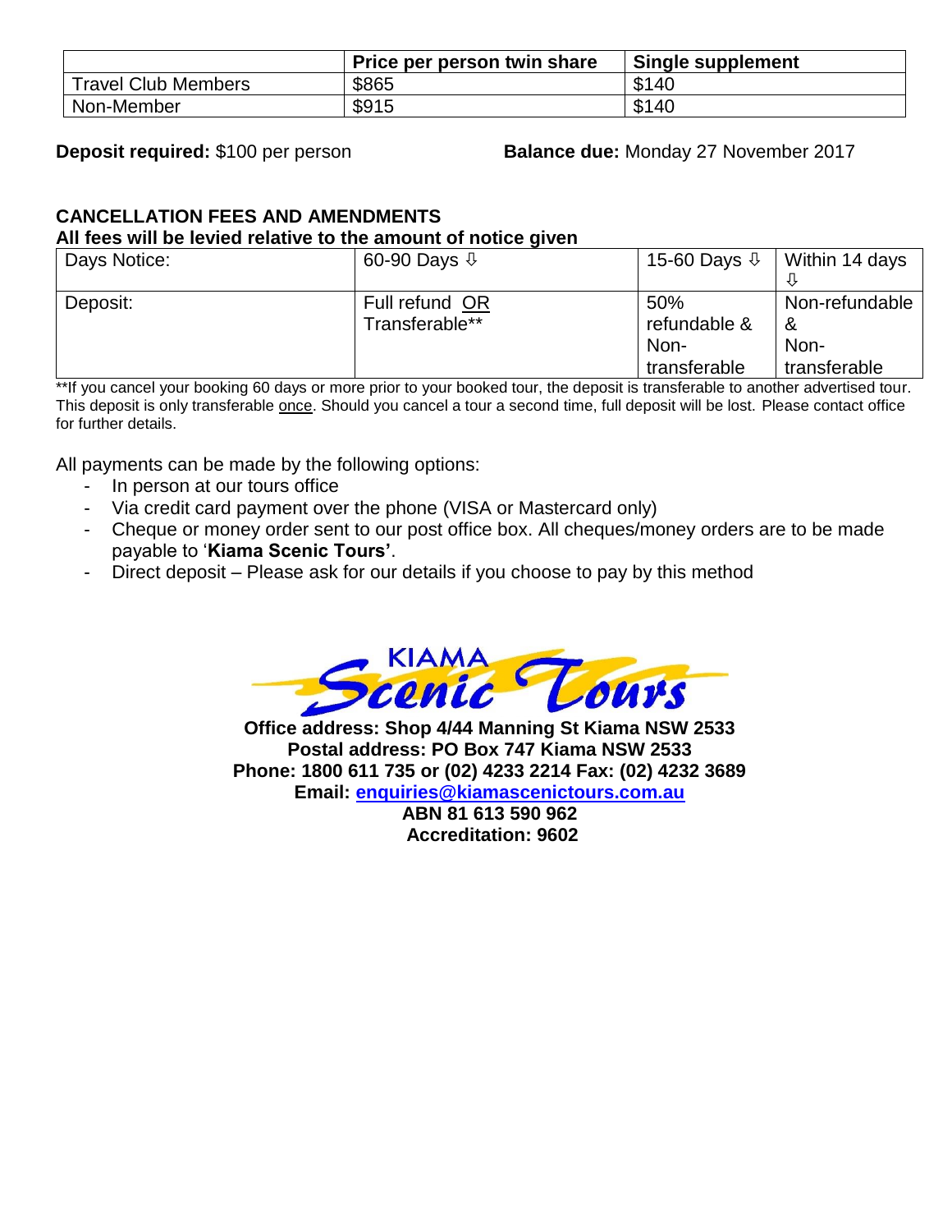| | Price per person twin share | Single supplement |
|---|---|---|
| Travel Club Members | $865 | $140 |
| Non-Member | $915 | $140 |

**Deposit required:** $100 per person **Balance due:** Monday 27 November 2017

**CANCELLATION FEES AND AMENDMENTS**
**All fees will be levied relative to the amount of notice given**

| Days Notice: | 60-90 Days ⇩ | 15-60 Days ⇩ | Within 14 days ⇩ |
|---|---|---|---|
| Deposit: | Full refund OR Transferable** | 50% refundable & Non-transferable | Non-refundable & Non-transferable |

**If you cancel your booking 60 days or more prior to your booked tour, the deposit is transferable to another advertised tour. This deposit is only transferable once. Should you cancel a tour a second time, full deposit will be lost. Please contact office for further details.

All payments can be made by the following options:

- In person at our tours office
- Via credit card payment over the phone (VISA or Mastercard only)
- Cheque or money order sent to our post office box. All cheques/money orders are to be made payable to '**Kiama Scenic Tours'**.
- Direct deposit – Please ask for our details if you choose to pay by this method

KIAMA Scenic Tours

**Office address: Shop 4/44 Manning St Kiama NSW 2533**
**Postal address: PO Box 747 Kiama NSW 2533**
**Phone: 1800 611 735 or (02) 4233 2214 Fax: (02) 4232 3689**
**Email: enquiries@kiamascenictours.com.au**
**ABN 81 613 590 962**
**Accreditation: 9602**